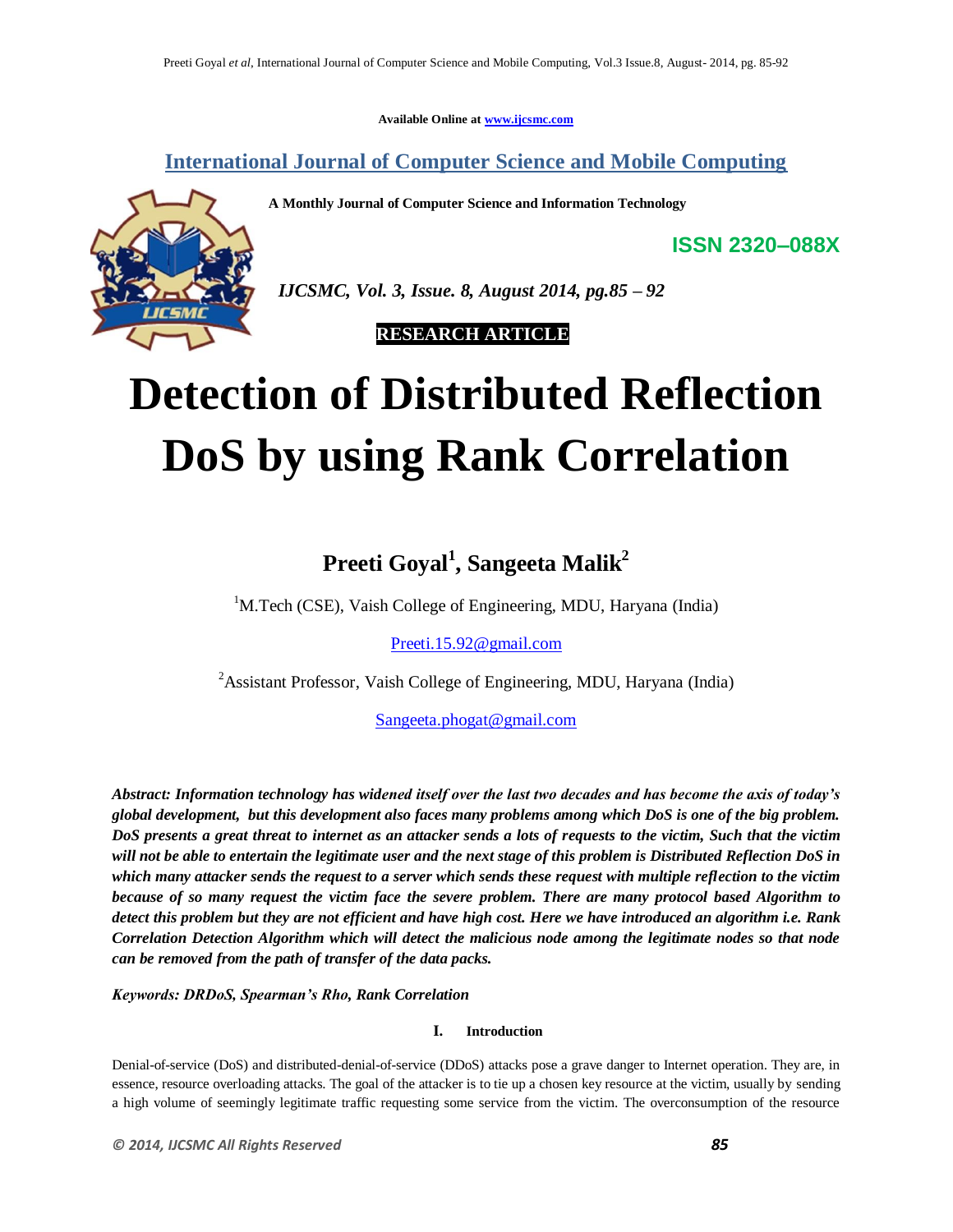Available Online at www.ijcsmc.com

## International Journal of Computer Science and Mobile Computing

**A Monthly Journal of Computer Science and Information Technology**

**ISSN 2320–088X**

*IJCSMC, Vol. 3, Issue. 8, August 2014, pg.85 – 92*

**RESEARCH ARTICLE**

# Detection of Distributed Reflection DoS by using Rank Correlation

**Preeti Goyal[1], Sangeeta Malik[2]**

[1]M.Tech (CSE), Vaish College of Engineering, MDU, Haryana (India)

Preeti.15.92@gmail.com

[2]Assistant Professor, Vaish College of Engineering, MDU, Haryana (India)

Sangeeta.phogat@gmail.com

***Abstract: Information technology has widened itself over the last two decades and has become the axis of today's global development, but this development also faces many problems among which DoS is one of the big problem. DoS presents a great threat to internet as an attacker sends a lots of requests to the victim, Such that the victim will not be able to entertain the legitimate user and the next stage of this problem is Distributed Reflection DoS in which many attacker sends the request to a server which sends these request with multiple reflection to the victim because of so many request the victim face the severe problem. There are many protocol based Algorithm to detect this problem but they are not efficient and have high cost. Here we have introduced an algorithm i.e. Rank Correlation Detection Algorithm which will detect the malicious node among the legitimate nodes so that node can be removed from the path of transfer of the data packs.***

***Keywords: DRDoS, Spearman's Rho, Rank Correlation***

## I. Introduction

Denial-of-service (DoS) and distributed-denial-of-service (DDoS) attacks pose a grave danger to Internet operation. They are, in essence, resource overloading attacks. The goal of the attacker is to tie up a chosen key resource at the victim, usually by sending a high volume of seemingly legitimate traffic requesting some service from the victim. The overconsumption of the resource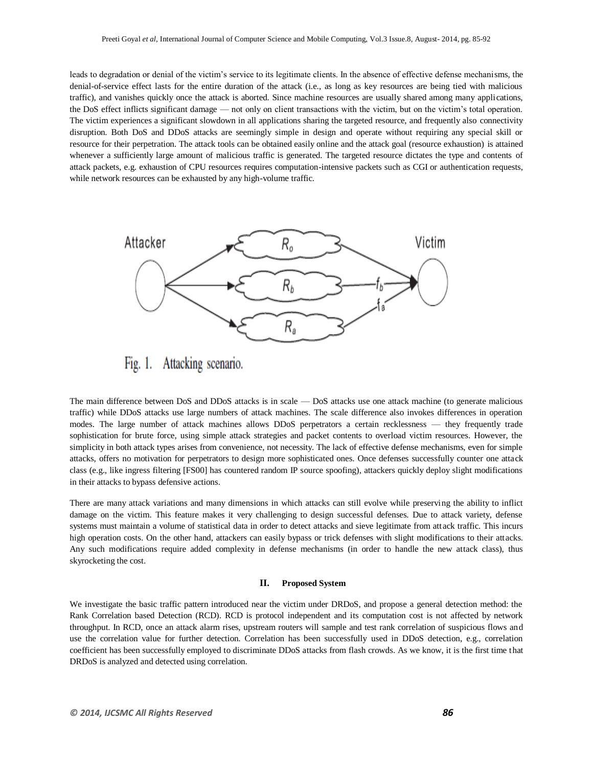leads to degradation or denial of the victim's service to its legitimate clients. In the absence of effective defense mechanisms, the denial-of-service effect lasts for the entire duration of the attack (i.e., as long as key resources are being tied with malicious traffic), and vanishes quickly once the attack is aborted. Since machine resources are usually shared among many applications, the DoS effect inflicts significant damage — not only on client transactions with the victim, but on the victim's total operation. The victim experiences a significant slowdown in all applications sharing the targeted resource, and frequently also connectivity disruption. Both DoS and DDoS attacks are seemingly simple in design and operate without requiring any special skill or resource for their perpetration. The attack tools can be obtained easily online and the attack goal (resource exhaustion) is attained whenever a sufficiently large amount of malicious traffic is generated. The targeted resource dictates the type and contents of attack packets, e.g. exhaustion of CPU resources requires computation-intensive packets such as CGI or authentication requests, while network resources can be exhausted by any high-volume traffic.

Fig. 1. Attacking scenario.

The main difference between DoS and DDoS attacks is in scale — DoS attacks use one attack machine (to generate malicious traffic) while DDoS attacks use large numbers of attack machines. The scale difference also invokes differences in operation modes. The large number of attack machines allows DDoS perpetrators a certain recklessness — they frequently trade sophistication for brute force, using simple attack strategies and packet contents to overload victim resources. However, the simplicity in both attack types arises from convenience, not necessity. The lack of effective defense mechanisms, even for simple attacks, offers no motivation for perpetrators to design more sophisticated ones. Once defenses successfully counter one attack class (e.g., like ingress filtering [FS00] has countered random IP source spoofing), attackers quickly deploy slight modifications in their attacks to bypass defensive actions.

There are many attack variations and many dimensions in which attacks can still evolve while preserving the ability to inflict damage on the victim. This feature makes it very challenging to design successful defenses. Due to attack variety, defense systems must maintain a volume of statistical data in order to detect attacks and sieve legitimate from attack traffic. This incurs high operation costs. On the other hand, attackers can easily bypass or trick defenses with slight modifications to their attacks. Any such modifications require added complexity in defense mechanisms (in order to handle the new attack class), thus skyrocketing the cost.

## II. Proposed System

We investigate the basic traffic pattern introduced near the victim under DRDoS, and propose a general detection method: the Rank Correlation based Detection (RCD). RCD is protocol independent and its computation cost is not affected by network throughput. In RCD, once an attack alarm rises, upstream routers will sample and test rank correlation of suspicious flows and use the correlation value for further detection. Correlation has been successfully used in DDoS detection, e.g., correlation coefficient has been successfully employed to discriminate DDoS attacks from flash crowds. As we know, it is the first time that DRDoS is analyzed and detected using correlation.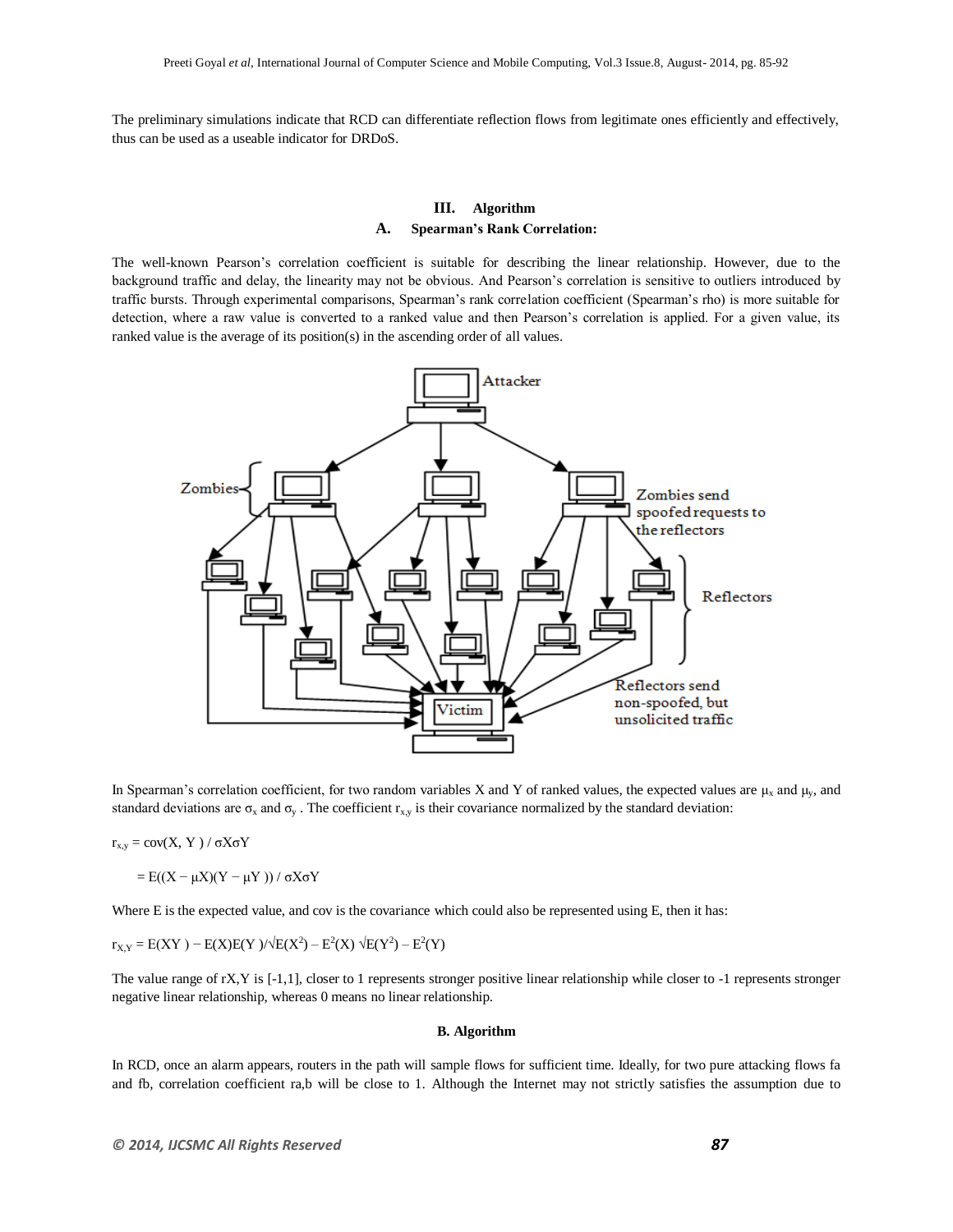The preliminary simulations indicate that RCD can differentiate reflection flows from legitimate ones efficiently and effectively, thus can be used as a useable indicator for DRDoS.

## III. Algorithm

### A. Spearman's Rank Correlation:

The well-known Pearson's correlation coefficient is suitable for describing the linear relationship. However, due to the background traffic and delay, the linearity may not be obvious. And Pearson's correlation is sensitive to outliers introduced by traffic bursts. Through experimental comparisons, Spearman's rank correlation coefficient (Spearman's rho) is more suitable for detection, where a raw value is converted to a ranked value and then Pearson's correlation is applied. For a given value, its ranked value is the average of its position(s) in the ascending order of all values.

In Spearman's correlation coefficient, for two random variables X and Y of ranked values, the expected values are $\mu_x$ and $\mu_y$, and standard deviations are $\sigma_x$ and $\sigma_y$ . The coefficient $r_{x,y}$ is their covariance normalized by the standard deviation:

$$r_{x,y} = \text{cov}(X, Y) / \sigma X \sigma Y$$

$$= E((X - \mu X)(Y - \mu Y)) / \sigma X \sigma Y$$

Where E is the expected value, and cov is the covariance which could also be represented using E, then it has:

$$r_{X,Y} = E(XY) - E(X)E(Y)/\sqrt{E(X^2) - E^2(X)}\ \sqrt{E(Y^2) - E^2(Y)}$$

The value range of rX,Y is [-1,1], closer to 1 represents stronger positive linear relationship while closer to -1 represents stronger negative linear relationship, whereas 0 means no linear relationship.

### B. Algorithm

In RCD, once an alarm appears, routers in the path will sample flows for sufficient time. Ideally, for two pure attacking flows fa and fb, correlation coefficient ra,b will be close to 1. Although the Internet may not strictly satisfies the assumption due to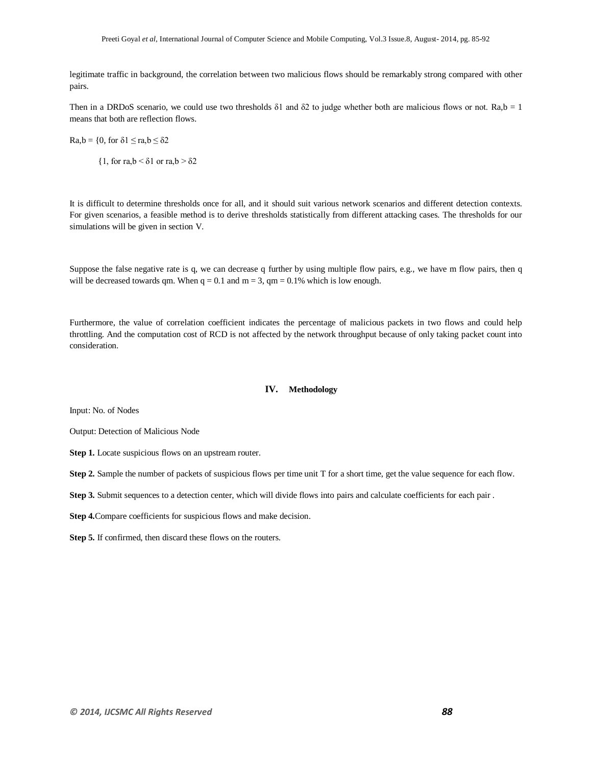legitimate traffic in background, the correlation between two malicious flows should be remarkably strong compared with other pairs.

Then in a DRDoS scenario, we could use two thresholds $\delta 1$ and $\delta 2$ to judge whether both are malicious flows or not. $R_{a,b} = 1$ means that both are reflection flows.

$$R_{a,b} = \begin{cases} 0, & \text{for } \delta 1 \leq r_{a,b} \leq \delta 2 \\ 1, & \text{for } r_{a,b} < \delta 1 \text{ or } r_{a,b} > \delta 2 \end{cases}$$

It is difficult to determine thresholds once for all, and it should suit various network scenarios and different detection contexts. For given scenarios, a feasible method is to derive thresholds statistically from different attacking cases. The thresholds for our simulations will be given in section V.

Suppose the false negative rate is q, we can decrease q further by using multiple flow pairs, e.g., we have m flow pairs, then q will be decreased towards $q^m$. When $q = 0.1$ and $m = 3$, $q^m = 0.1\%$ which is low enough.

Furthermore, the value of correlation coefficient indicates the percentage of malicious packets in two flows and could help throttling. And the computation cost of RCD is not affected by the network throughput because of only taking packet count into consideration.

## IV. Methodology

Input: No. of Nodes

Output: Detection of Malicious Node

**Step 1.** Locate suspicious flows on an upstream router.

**Step 2.** Sample the number of packets of suspicious flows per time unit T for a short time, get the value sequence for each flow.

**Step 3.** Submit sequences to a detection center, which will divide flows into pairs and calculate coefficients for each pair .

**Step 4.** Compare coefficients for suspicious flows and make decision.

**Step 5.** If confirmed, then discard these flows on the routers.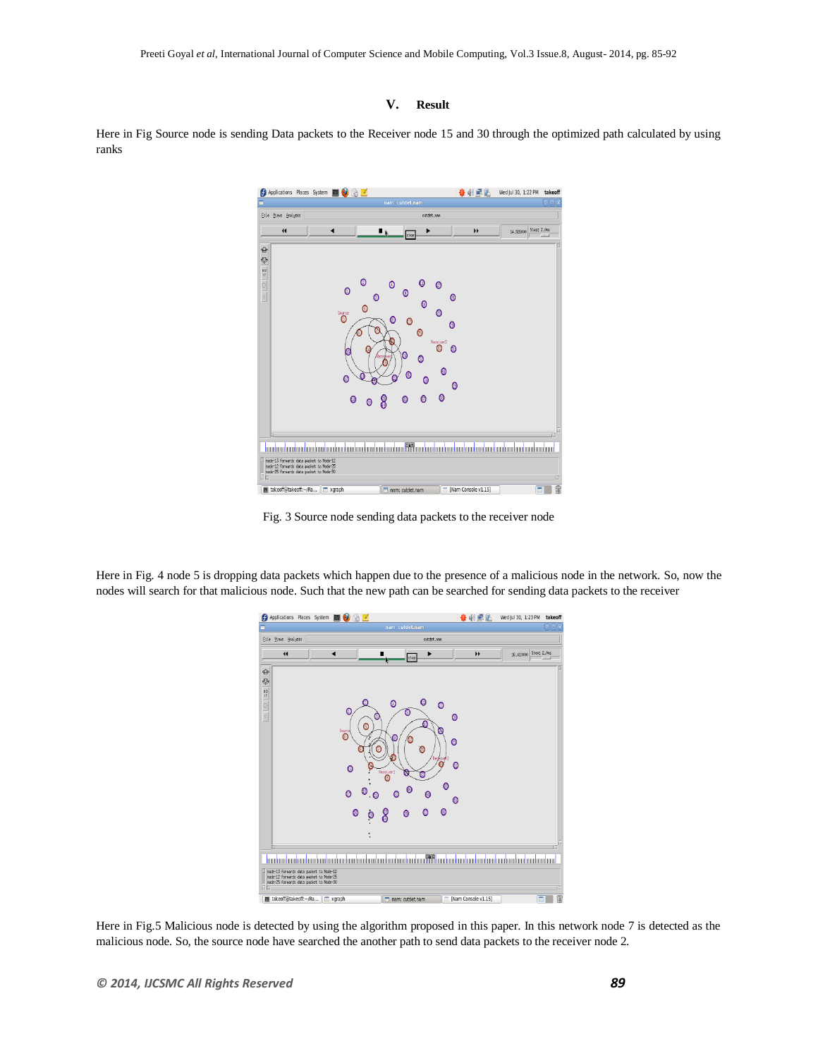## V. Result

Here in Fig Source node is sending Data packets to the Receiver node 15 and 30 through the optimized path calculated by using ranks

Fig. 3 Source node sending data packets to the receiver node

Here in Fig. 4 node 5 is dropping data packets which happen due to the presence of a malicious node in the network. So, now the nodes will search for that malicious node. Such that the new path can be searched for sending data packets to the receiver

Here in Fig.5 Malicious node is detected by using the algorithm proposed in this paper. In this network node 7 is detected as the malicious node. So, the source node have searched the another path to send data packets to the receiver node 2.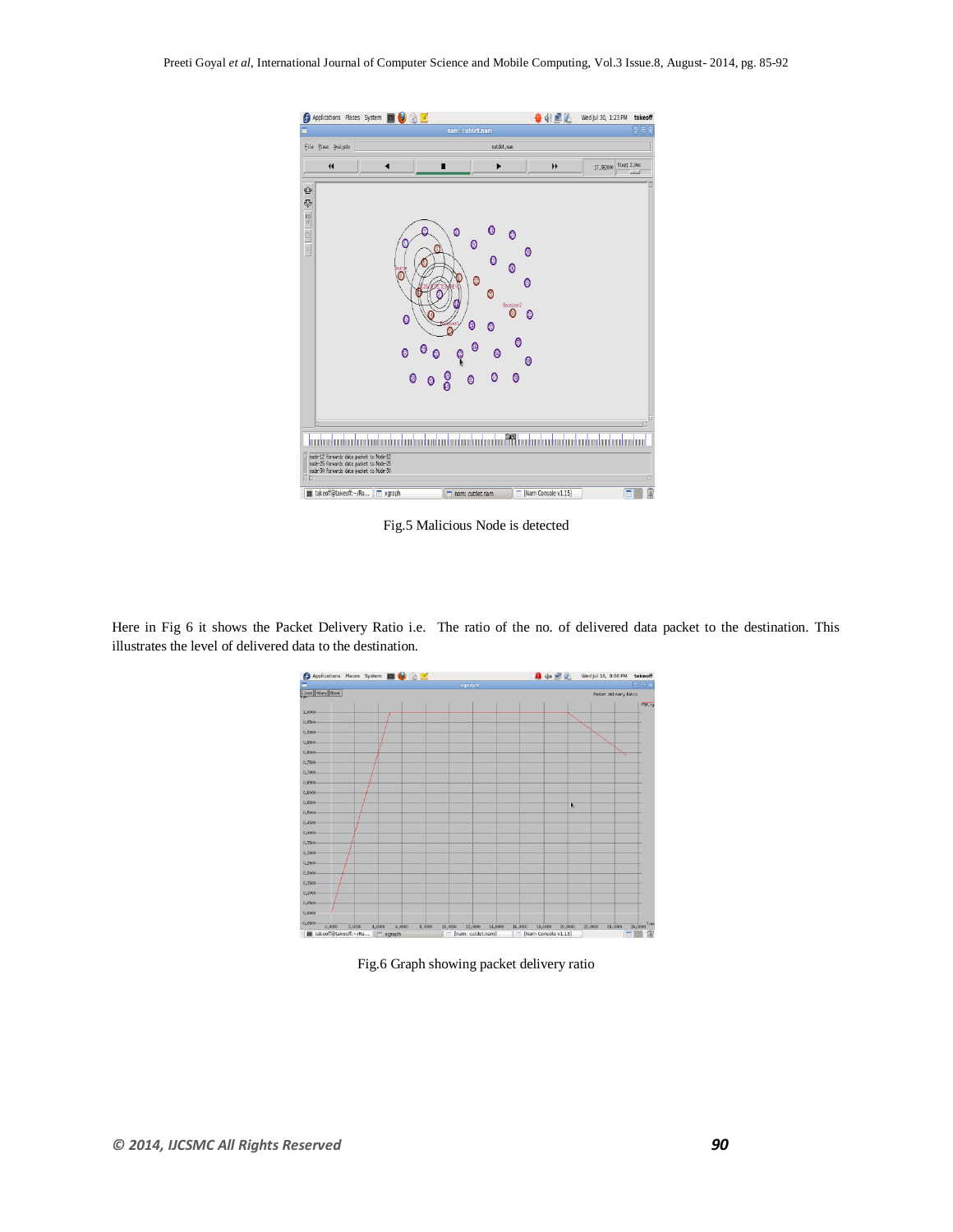Fig.5 Malicious Node is detected

Here in Fig 6 it shows the Packet Delivery Ratio i.e. The ratio of the no. of delivered data packet to the destination. This illustrates the level of delivered data to the destination.

Fig.6 Graph showing packet delivery ratio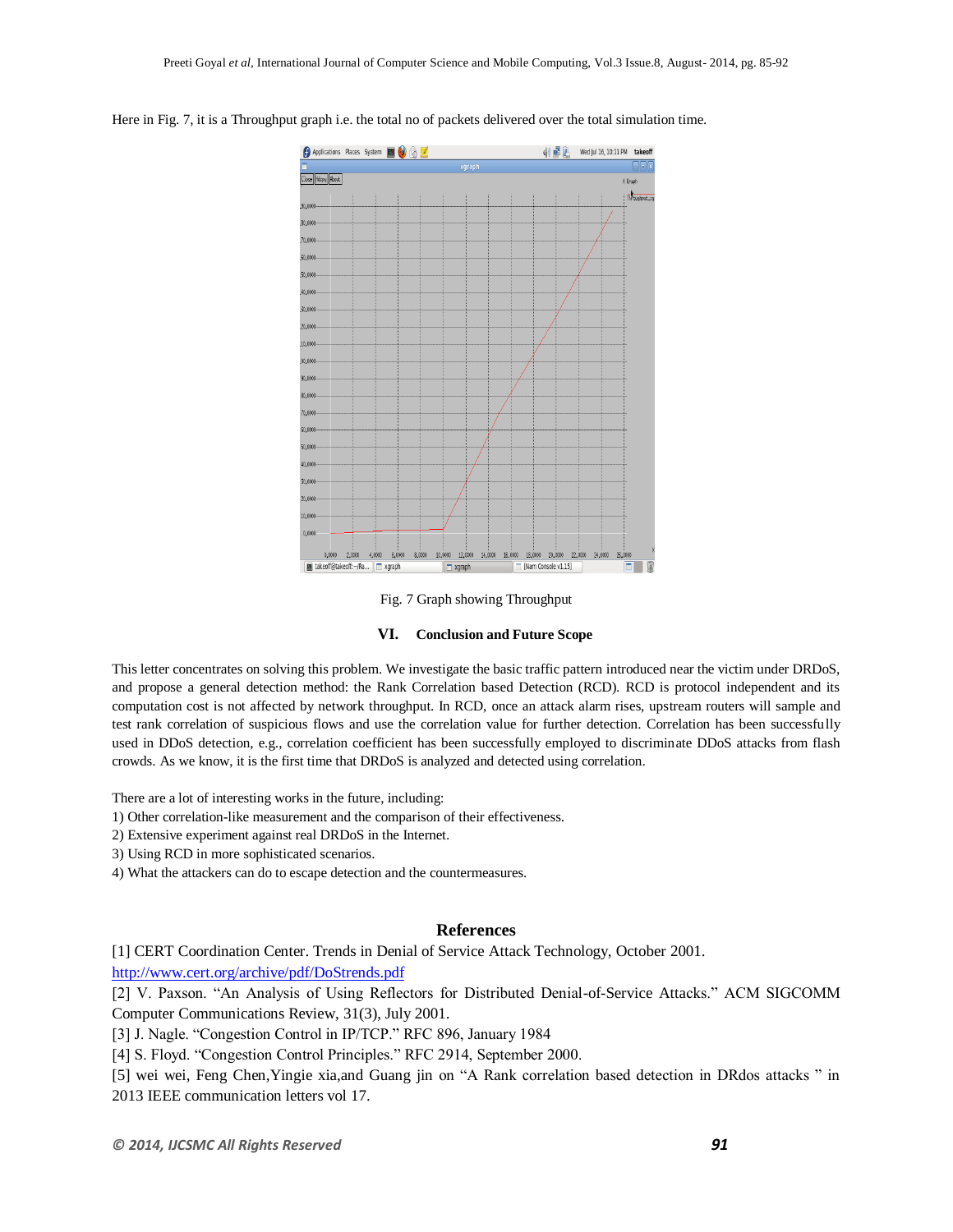Here in Fig. 7, it is a Throughput graph i.e. the total no of packets delivered over the total simulation time.

Fig. 7 Graph showing Throughput

## VI. Conclusion and Future Scope

This letter concentrates on solving this problem. We investigate the basic traffic pattern introduced near the victim under DRDoS, and propose a general detection method: the Rank Correlation based Detection (RCD). RCD is protocol independent and its computation cost is not affected by network throughput. In RCD, once an attack alarm rises, upstream routers will sample and test rank correlation of suspicious flows and use the correlation value for further detection. Correlation has been successfully used in DDoS detection, e.g., correlation coefficient has been successfully employed to discriminate DDoS attacks from flash crowds. As we know, it is the first time that DRDoS is analyzed and detected using correlation.

There are a lot of interesting works in the future, including:

1) Other correlation-like measurement and the comparison of their effectiveness.
2) Extensive experiment against real DRDoS in the Internet.
3) Using RCD in more sophisticated scenarios.
4) What the attackers can do to escape detection and the countermeasures.

## References

[1] CERT Coordination Center. Trends in Denial of Service Attack Technology, October 2001. http://www.cert.org/archive/pdf/DoStrends.pdf

[2] V. Paxson. "An Analysis of Using Reflectors for Distributed Denial-of-Service Attacks." ACM SIGCOMM Computer Communications Review, 31(3), July 2001.

[3] J. Nagle. "Congestion Control in IP/TCP." RFC 896, January 1984

[4] S. Floyd. "Congestion Control Principles." RFC 2914, September 2000.

[5] wei wei, Feng Chen,Yingie xia,and Guang jin on "A Rank correlation based detection in DRdos attacks " in 2013 IEEE communication letters vol 17.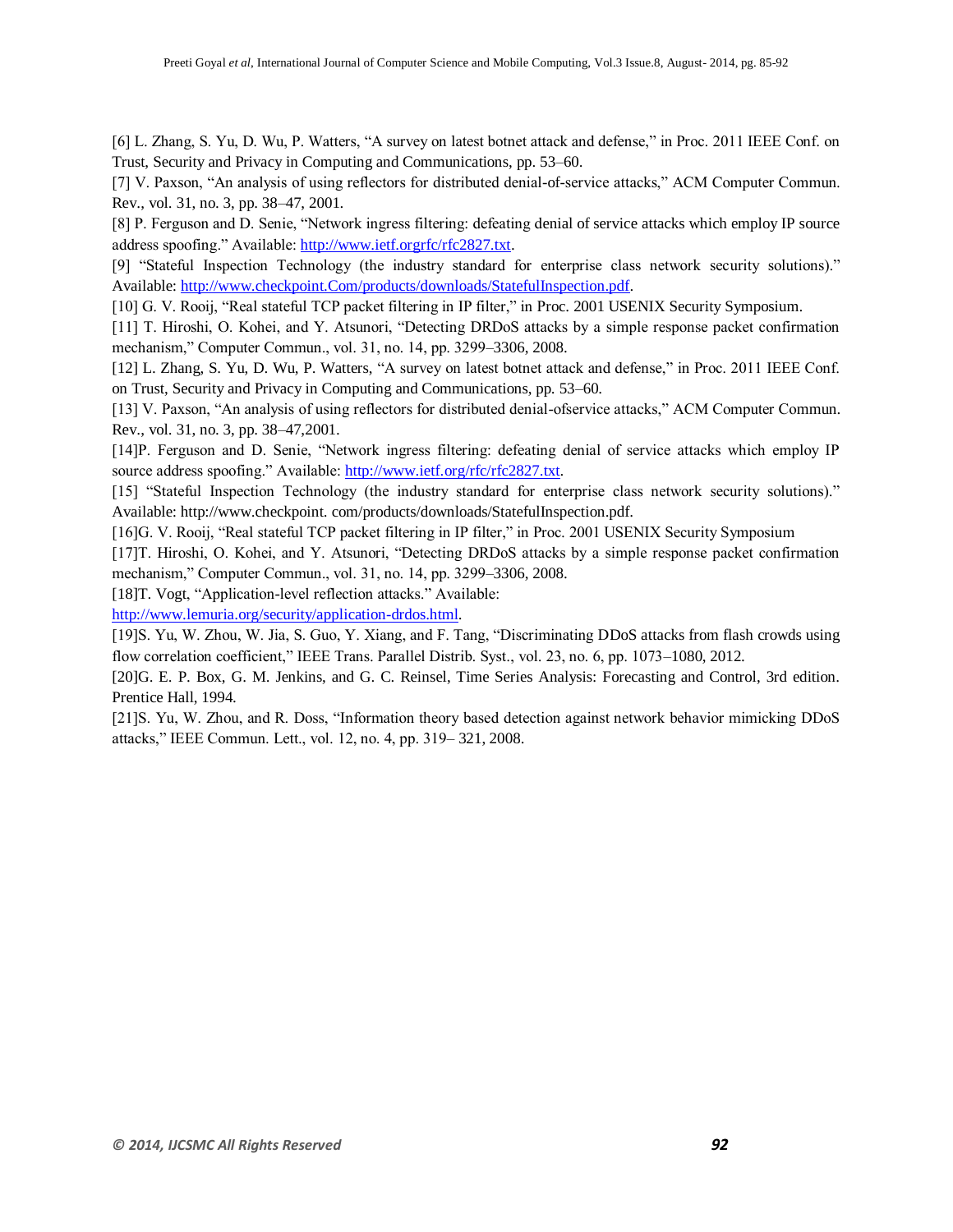[6] L. Zhang, S. Yu, D. Wu, P. Watters, "A survey on latest botnet attack and defense," in Proc. 2011 IEEE Conf. on Trust, Security and Privacy in Computing and Communications, pp. 53–60.

[7] V. Paxson, "An analysis of using reflectors for distributed denial-of-service attacks," ACM Computer Commun. Rev., vol. 31, no. 3, pp. 38–47, 2001.

[8] P. Ferguson and D. Senie, "Network ingress filtering: defeating denial of service attacks which employ IP source address spoofing." Available: http://www.ietf.orgrfc/rfc2827.txt.

[9] "Stateful Inspection Technology (the industry standard for enterprise class network security solutions)." Available: http://www.checkpoint.Com/products/downloads/StatefulInspection.pdf.

[10] G. V. Rooij, "Real stateful TCP packet filtering in IP filter," in Proc. 2001 USENIX Security Symposium.

[11] T. Hiroshi, O. Kohei, and Y. Atsunori, "Detecting DRDoS attacks by a simple response packet confirmation mechanism," Computer Commun., vol. 31, no. 14, pp. 3299–3306, 2008.

[12] L. Zhang, S. Yu, D. Wu, P. Watters, "A survey on latest botnet attack and defense," in Proc. 2011 IEEE Conf. on Trust, Security and Privacy in Computing and Communications, pp. 53–60.

[13] V. Paxson, "An analysis of using reflectors for distributed denial-ofservice attacks," ACM Computer Commun. Rev., vol. 31, no. 3, pp. 38–47,2001.

[14]P. Ferguson and D. Senie, "Network ingress filtering: defeating denial of service attacks which employ IP source address spoofing." Available: http://www.ietf.org/rfc/rfc2827.txt.

[15] "Stateful Inspection Technology (the industry standard for enterprise class network security solutions)." Available: http://www.checkpoint. com/products/downloads/StatefulInspection.pdf.

[16]G. V. Rooij, "Real stateful TCP packet filtering in IP filter," in Proc. 2001 USENIX Security Symposium

[17]T. Hiroshi, O. Kohei, and Y. Atsunori, "Detecting DRDoS attacks by a simple response packet confirmation mechanism," Computer Commun., vol. 31, no. 14, pp. 3299–3306, 2008.

[18]T. Vogt, "Application-level reflection attacks." Available: http://www.lemuria.org/security/application-drdos.html.

[19]S. Yu, W. Zhou, W. Jia, S. Guo, Y. Xiang, and F. Tang, "Discriminating DDoS attacks from flash crowds using flow correlation coefficient," IEEE Trans. Parallel Distrib. Syst., vol. 23, no. 6, pp. 1073–1080, 2012.

[20]G. E. P. Box, G. M. Jenkins, and G. C. Reinsel, Time Series Analysis: Forecasting and Control, 3rd edition. Prentice Hall, 1994.

[21]S. Yu, W. Zhou, and R. Doss, "Information theory based detection against network behavior mimicking DDoS attacks," IEEE Commun. Lett., vol. 12, no. 4, pp. 319– 321, 2008.